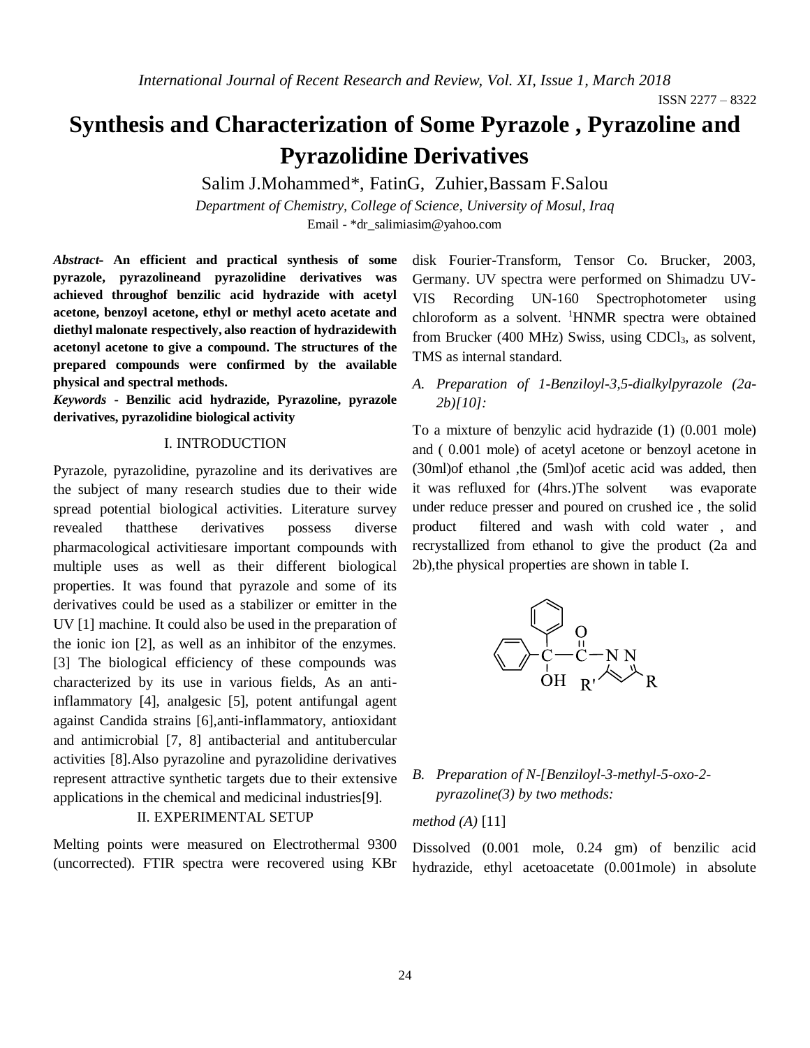# Synthesis and Characterization of Some Pyrazole , Pyrazoline and Pyrazolidine Derivatives

Salim J.Mohammed*, FatinG, Zuhier,Bassam F.Salou

*Department of Chemistry, College of Science, University of Mosul, Iraq*

Email - *dr_salimiasim@yahoo.com

***Abstract*- An efficient and practical synthesis of some pyrazole, pyrazolineand pyrazolidine derivatives was achieved throughof benzilic acid hydrazide with acetyl acetone, benzoyl acetone, ethyl or methyl aceto acetate and diethyl malonate respectively, also reaction of hydrazidewith acetonyl acetone to give a compound. The structures of the prepared compounds were confirmed by the available physical and spectral methods.**

***Keywords* - Benzilic acid hydrazide, Pyrazoline, pyrazole derivatives, pyrazolidine biological activity**

## I. INTRODUCTION

Pyrazole, pyrazolidine, pyrazoline and its derivatives are the subject of many research studies due to their wide spread potential biological activities. Literature survey revealed thatthese derivatives possess diverse pharmacological activitiesare important compounds with multiple uses as well as their different biological properties. It was found that pyrazole and some of its derivatives could be used as a stabilizer or emitter in the UV [1] machine. It could also be used in the preparation of the ionic ion [2], as well as an inhibitor of the enzymes. [3] The biological efficiency of these compounds was characterized by its use in various fields, As an anti-inflammatory [4], analgesic [5], potent antifungal agent against Candida strains [6],anti-inflammatory, antioxidant and antimicrobial [7, 8] antibacterial and antitubercular activities [8].Also pyrazoline and pyrazolidine derivatives represent attractive synthetic targets due to their extensive applications in the chemical and medicinal industries[9].

## II. EXPERIMENTAL SETUP

Melting points were measured on Electrothermal 9300 (uncorrected). FTIR spectra were recovered using KBr disk Fourier-Transform, Tensor Co. Brucker, 2003, Germany. UV spectra were performed on Shimadzu UV-VIS Recording UN-160 Spectrophotometer using chloroform as a solvent. [1]HNMR spectra were obtained from Brucker (400 MHz) Swiss, using $CDCl_3$, as solvent, TMS as internal standard.

### *A. Preparation of 1-Benziloyl-3,5-dialkylpyrazole (2a-2b)[10]:*

To a mixture of benzylic acid hydrazide (1) (0.001 mole) and ( 0.001 mole) of acetyl acetone or benzoyl acetone in (30ml)of ethanol ,the (5ml)of acetic acid was added, then it was refluxed for (4hrs.)The solvent was evaporate under reduce presser and poured on crushed ice , the solid product filtered and wash with cold water , and recrystallized from ethanol to give the product (2a and 2b),the physical properties are shown in table I.

### *B. Preparation of N-[Benziloyl-3-methyl-5-oxo-2-pyrazoline(3) by two methods:*

*method (A)* [11]

Dissolved (0.001 mole, 0.24 gm) of benzilic acid hydrazide, ethyl acetoacetate (0.001mole) in absolute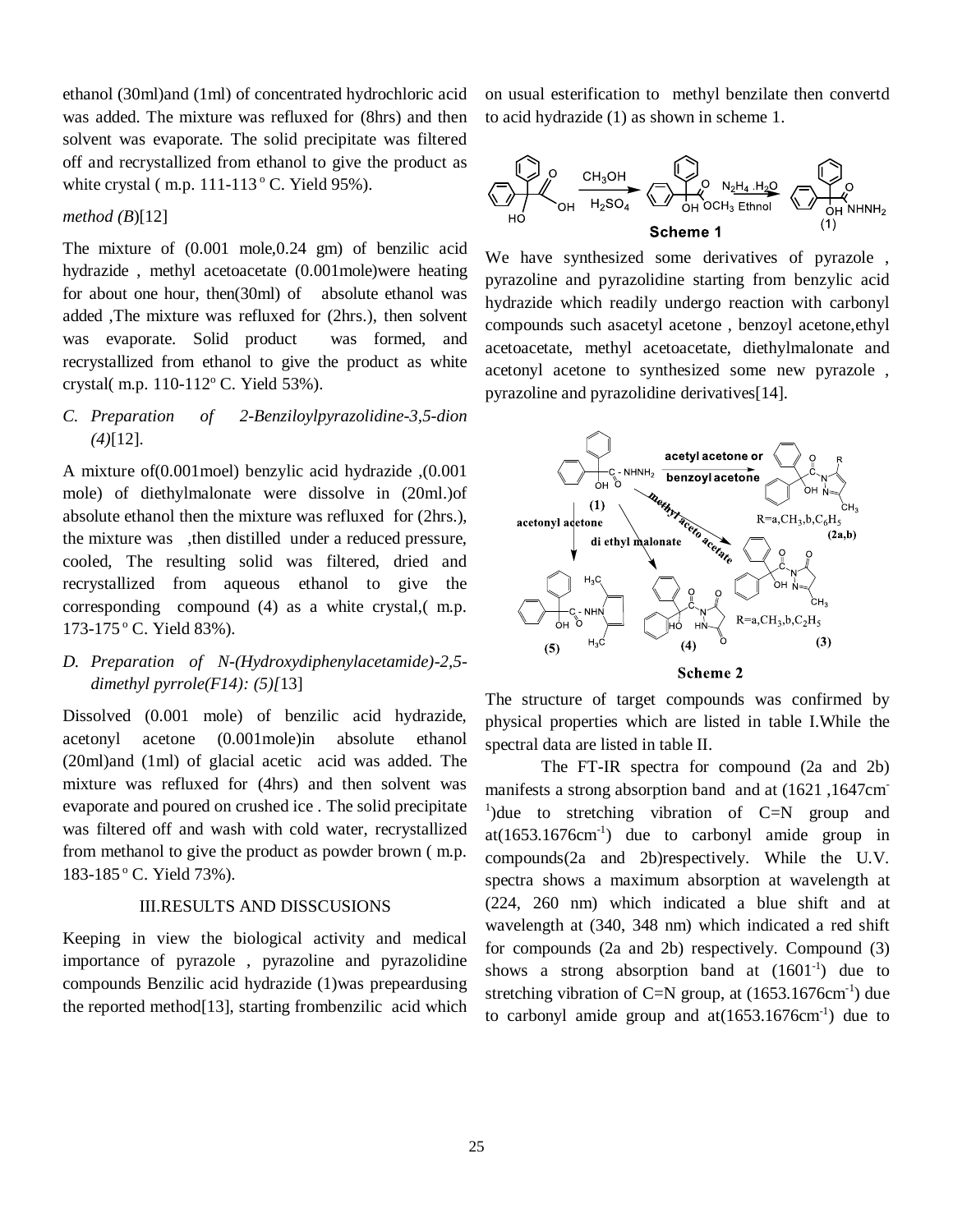ethanol (30ml)and (1ml) of concentrated hydrochloric acid was added. The mixture was refluxed for (8hrs) and then solvent was evaporate. The solid precipitate was filtered off and recrystallized from ethanol to give the product as white crystal ( m.p. 111-113 $^{o}$ C. Yield 95%).

*method (B)*[12]

The mixture of (0.001 mole,0.24 gm) of benzilic acid hydrazide , methyl acetoacetate (0.001mole)were heating for about one hour, then(30ml) of absolute ethanol was added ,The mixture was refluxed for (2hrs.), then solvent was evaporate. Solid product was formed, and recrystallized from ethanol to give the product as white crystal( m.p. 110-112$^{o}$ C. Yield 53%).

*C. Preparation of 2-Benziloylpyrazolidine-3,5-dion (4)*[12].

A mixture of(0.001moel) benzylic acid hydrazide ,(0.001 mole) of diethylmalonate were dissolve in (20ml.)of absolute ethanol then the mixture was refluxed for (2hrs.), the mixture was ,then distilled under a reduced pressure, cooled, The resulting solid was filtered, dried and recrystallized from aqueous ethanol to give the corresponding compound (4) as a white crystal,( m.p. 173-175 $^{o}$ C. Yield 83%).

*D. Preparation of N-(Hydroxydiphenylacetamide)-2,5-dimethyl pyrrole(F14): (5)*[13]

Dissolved (0.001 mole) of benzilic acid hydrazide, acetonyl acetone (0.001mole)in absolute ethanol (20ml)and (1ml) of glacial acetic acid was added. The mixture was refluxed for (4hrs) and then solvent was evaporate and poured on crushed ice . The solid precipitate was filtered off and wash with cold water, recrystallized from methanol to give the product as powder brown ( m.p. 183-185 $^{o}$ C. Yield 73%).

## III.RESULTS AND DISSCUSIONS

Keeping in view the biological activity and medical importance of pyrazole , pyrazoline and pyrazolidine compounds Benzilic acid hydrazide (1)was prepeardusing the reported method[13], starting frombenzilic acid which on usual esterification to methyl benzilate then convertd to acid hydrazide (1) as shown in scheme 1.

**Scheme 1**

We have synthesized some derivatives of pyrazole , pyrazoline and pyrazolidine starting from benzylic acid hydrazide which readily undergo reaction with carbonyl compounds such asacetyl acetone , benzoyl acetone,ethyl acetoacetate, methyl acetoacetate, diethylmalonate and acetonyl acetone to synthesized some new pyrazole , pyrazoline and pyrazolidine derivatives[14].

**Scheme 2**

The structure of target compounds was confirmed by physical properties which are listed in table I.While the spectral data are listed in table II.

The FT-IR spectra for compound (2a and 2b) manifests a strong absorption band and at (1621 ,1647cm$^{-1}$)due to stretching vibration of C=N group and at(1653.1676cm$^{-1}$) due to carbonyl amide group in compounds(2a and 2b)respectively. While the U.V. spectra shows a maximum absorption at wavelength at (224, 260 nm) which indicated a blue shift and at wavelength at (340, 348 nm) which indicated a red shift for compounds (2a and 2b) respectively. Compound (3) shows a strong absorption band at (1601$^{-1}$) due to stretching vibration of C=N group, at (1653.1676cm$^{-1}$) due to carbonyl amide group and at(1653.1676cm$^{-1}$) due to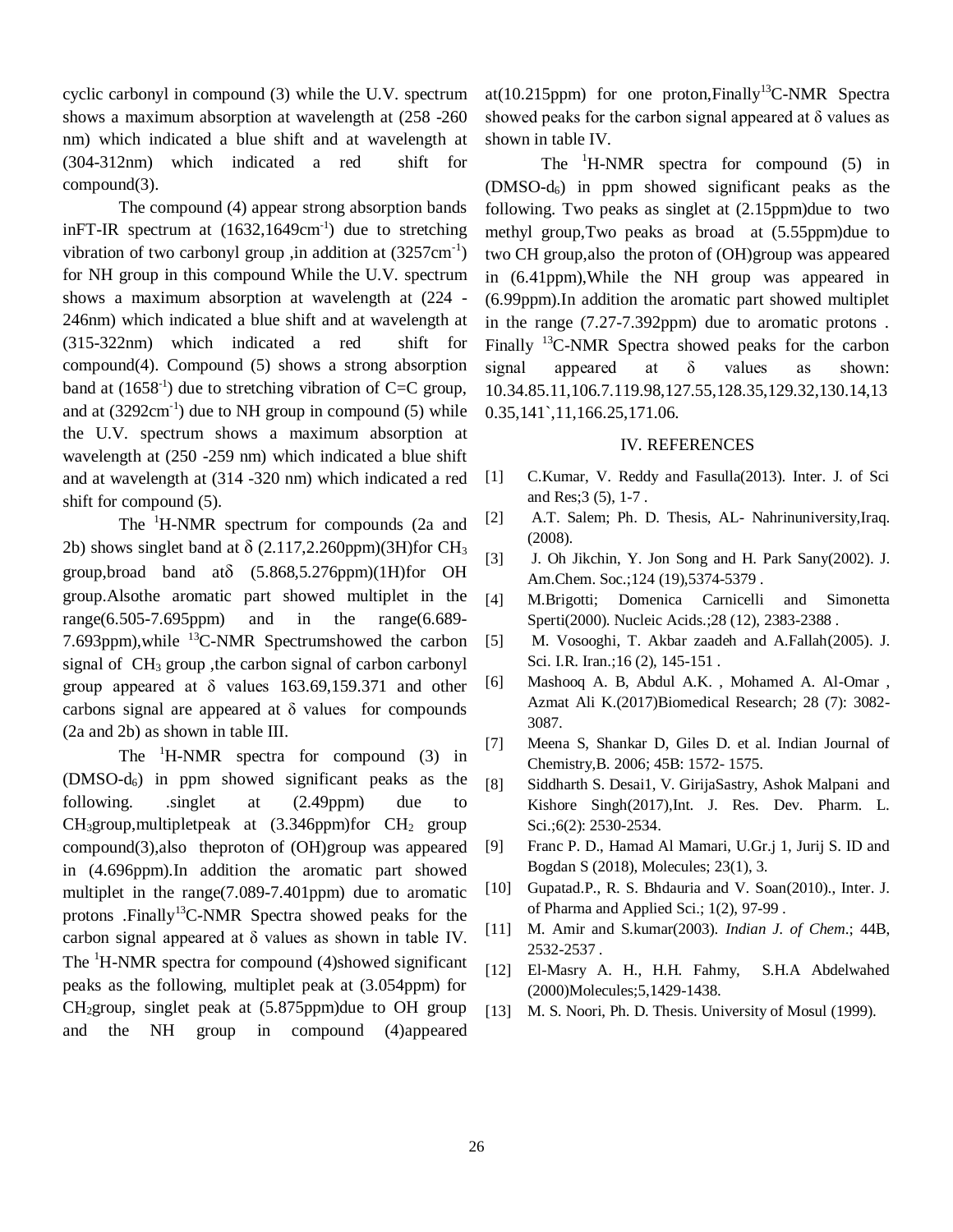cyclic carbonyl in compound (3) while the U.V. spectrum shows a maximum absorption at wavelength at (258 -260 nm) which indicated a blue shift and at wavelength at (304-312nm) which indicated a red shift for compound(3).

The compound (4) appear strong absorption bands inFT-IR spectrum at (1632,1649cm$^{-1}$) due to stretching vibration of two carbonyl group ,in addition at (3257cm$^{-1}$) for NH group in this compound While the U.V. spectrum shows a maximum absorption at wavelength at (224 - 246nm) which indicated a blue shift and at wavelength at (315-322nm) which indicated a red shift for compound(4). Compound (5) shows a strong absorption band at (1658$^{-1}$) due to stretching vibration of C=C group, and at (3292cm$^{-1}$) due to NH group in compound (5) while the U.V. spectrum shows a maximum absorption at wavelength at (250 -259 nm) which indicated a blue shift and at wavelength at (314 -320 nm) which indicated a red shift for compound (5).

The $^{1}$H-NMR spectrum for compounds (2a and 2b) shows singlet band at δ (2.117,2.260ppm)(3H)for $CH_3$ group,broad band atδ (5.868,5.276ppm)(1H)for OH group.Alsothe aromatic part showed multiplet in the range(6.505-7.695ppm) and in the range(6.689-7.693ppm),while $^{13}$C-NMR Spectrumshowed the carbon signal of $CH_3$ group ,the carbon signal of carbon carbonyl group appeared at δ values 163.69,159.371 and other carbons signal are appeared at δ values for compounds (2a and 2b) as shown in table III.

The $^{1}$H-NMR spectra for compound (3) in (DMSO-$d_6$) in ppm showed significant peaks as the following. .singlet at (2.49ppm) due to $CH_3$group,multipletpeak at (3.346ppm)for $CH_2$ group compound(3),also theproton of (OH)group was appeared in (4.696ppm).In addition the aromatic part showed multiplet in the range(7.089-7.401ppm) due to aromatic protons .Finally$^{13}$C-NMR Spectra showed peaks for the carbon signal appeared at δ values as shown in table IV. The $^{1}$H-NMR spectra for compound (4)showed significant peaks as the following, multiplet peak at (3.054ppm) for $CH_2$group, singlet peak at (5.875ppm)due to OH group and the NH group in compound (4)appeared at(10.215ppm) for one proton,Finally$^{13}$C-NMR Spectra showed peaks for the carbon signal appeared at δ values as shown in table IV.

The $^{1}$H-NMR spectra for compound (5) in (DMSO-$d_6$) in ppm showed significant peaks as the following. Two peaks as singlet at (2.15ppm)due to two methyl group,Two peaks as broad at (5.55ppm)due to two CH group,also the proton of (OH)group was appeared in (6.41ppm),While the NH group was appeared in (6.99ppm).In addition the aromatic part showed multiplet in the range (7.27-7.392ppm) due to aromatic protons . Finally $^{13}$C-NMR Spectra showed peaks for the carbon signal appeared at δ values as shown: 10.34.85.11,106.7.119.98,127.55,128.35,129.32,130.14,130.35,141`,11,166.25,171.06.

## IV. REFERENCES

[1] C.Kumar, V. Reddy and Fasulla(2013). Inter. J. of Sci and Res;3 (5), 1-7 .

[2] A.T. Salem; Ph. D. Thesis, AL- Nahrinuniversity,Iraq.(2008).

[3] J. Oh Jikchin, Y. Jon Song and H. Park Sany(2002). J. Am.Chem. Soc.;124 (19),5374-5379 .

[4] M.Brigotti; Domenica Carnicelli and Simonetta Sperti(2000). Nucleic Acids.;28 (12), 2383-2388 .

[5] M. Vosooghi, T. Akbar zaadeh and A.Fallah(2005). J. Sci. I.R. Iran.;16 (2), 145-151 .

[6] Mashooq A. B, Abdul A.K. , Mohamed A. Al-Omar , Azmat Ali K.(2017)Biomedical Research; 28 (7): 3082-3087.

[7] Meena S, Shankar D, Giles D. et al. Indian Journal of Chemistry,B. 2006; 45B: 1572- 1575.

[8] Siddharth S. Desai1, V. GirijaSastry, Ashok Malpani and Kishore Singh(2017),Int. J. Res. Dev. Pharm. L. Sci.;6(2): 2530-2534.

[9] Franc P. D., Hamad Al Mamari, U.Gr.j 1, Jurij S. ID and Bogdan S (2018), Molecules; 23(1), 3.

[10] Gupatad.P., R. S. Bhdauria and V. Soan(2010)., Inter. J. of Pharma and Applied Sci.; 1(2), 97-99 .

[11] M. Amir and S.kumar(2003). *Indian J. of Chem*.; 44B, 2532-2537 .

[12] El-Masry A. H., H.H. Fahmy, S.H.A Abdelwahed (2000)Molecules;5,1429-1438.

[13] M. S. Noori, Ph. D. Thesis. University of Mosul (1999).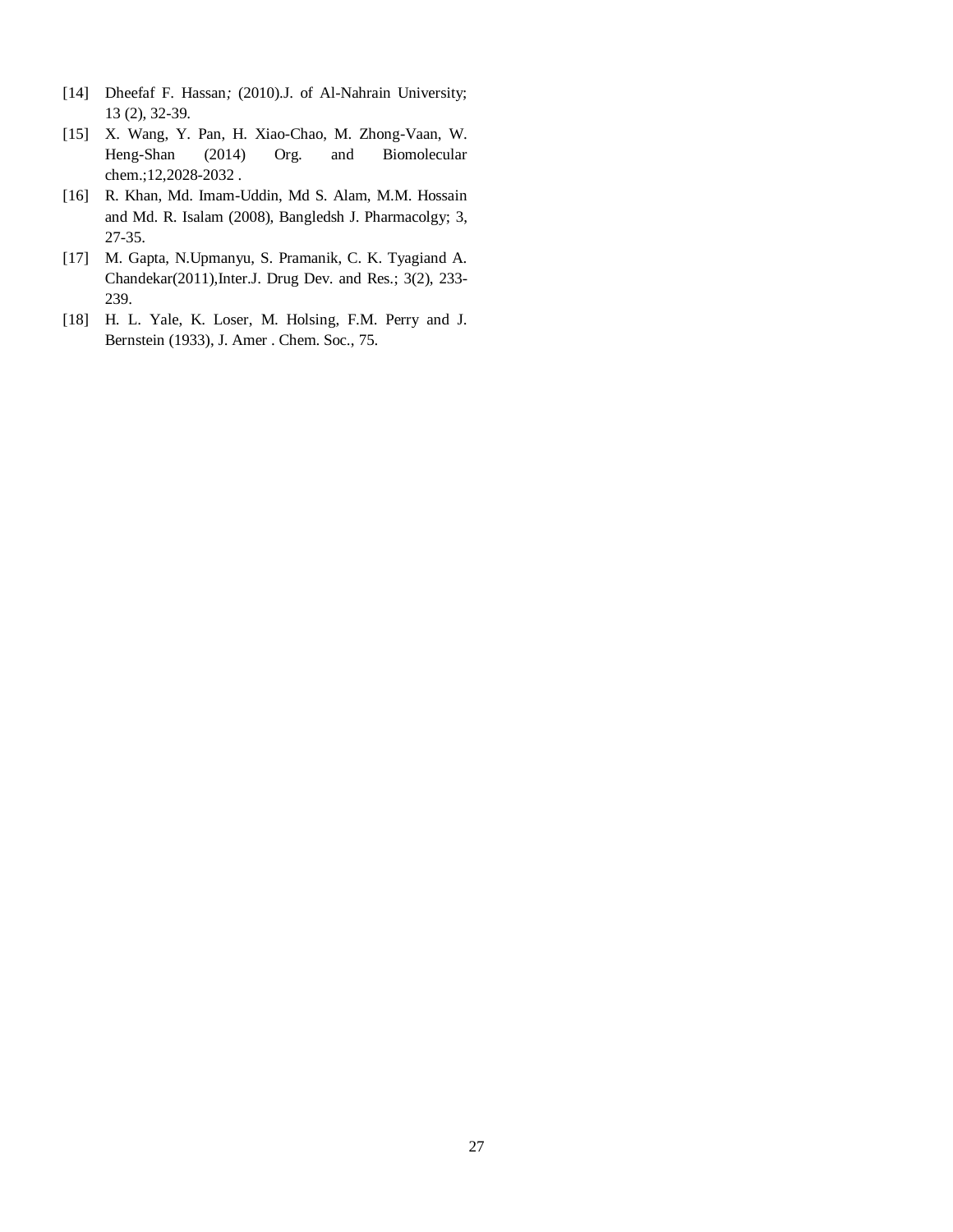[14] Dheefaf F. Hassan*;* (2010).J. of Al-Nahrain University; 13 (2), 32-39.

[15] X. Wang, Y. Pan, H. Xiao-Chao, M. Zhong-Vaan, W. Heng-Shan (2014) Org. and Biomolecular chem.;12,2028-2032 .

[16] R. Khan, Md. Imam-Uddin, Md S. Alam, M.M. Hossain and Md. R. Isalam (2008), Bangledsh J. Pharmacolgy; 3, 27-35.

[17] M. Gapta, N.Upmanyu, S. Pramanik, C. K. Tyagiand A. Chandekar(2011),Inter.J. Drug Dev. and Res.; 3(2), 233-239.

[18] H. L. Yale, K. Loser, M. Holsing, F.M. Perry and J. Bernstein (1933), J. Amer . Chem. Soc., 75.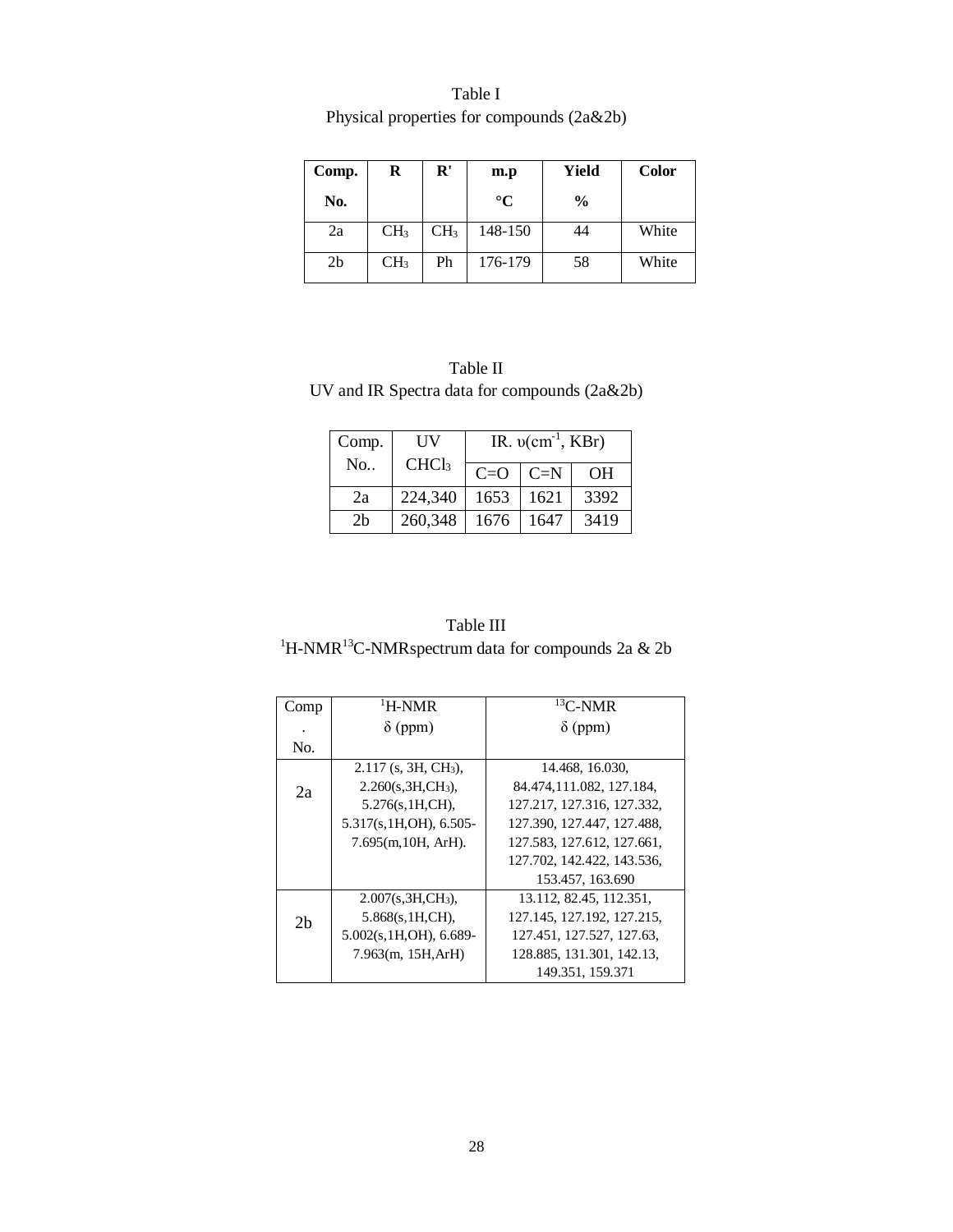Table I
Physical properties for compounds (2a&2b)

| Comp. No. | R | R' | m.p °C | Yield % | Color |
|---|---|---|---|---|---|
| 2a | $CH_3$ | $CH_3$ | 148-150 | 44 | White |
| 2b | $CH_3$ | Ph | 176-179 | 58 | White |

Table II
UV and IR Spectra data for compounds (2a&2b)

| Comp. No.. | UV $CHCl_3$ | IR. υ($cm^{-1}$, KBr) | | |
|---|---|---|---|---|
| | | C=O | C=N | OH |
| 2a | 224,340 | 1653 | 1621 | 3392 |
| 2b | 260,348 | 1676 | 1647 | 3419 |

Table III
$^1$H-NMR $^{13}$C-NMRspectrum data for compounds 2a & 2b

| Comp. No. | $^1$H-NMR δ (ppm) | $^{13}$C-NMR δ (ppm) |
|---|---|---|
| 2a | 2.117 (s, 3H, $CH_3$), 2.260(s,3H,$CH_3$), 5.276(s,1H,CH), 5.317(s,1H,OH), 6.505-7.695(m,10H, ArH). | 14.468, 16.030, 84.474,111.082, 127.184, 127.217, 127.316, 127.332, 127.390, 127.447, 127.488, 127.583, 127.612, 127.661, 127.702, 142.422, 143.536, 153.457, 163.690 |
| 2b | 2.007(s,3H,$CH_3$), 5.868(s,1H,CH), 5.002(s,1H,OH), 6.689-7.963(m, 15H,ArH) | 13.112, 82.45, 112.351, 127.145, 127.192, 127.215, 127.451, 127.527, 127.63, 128.885, 131.301, 142.13, 149.351, 159.371 |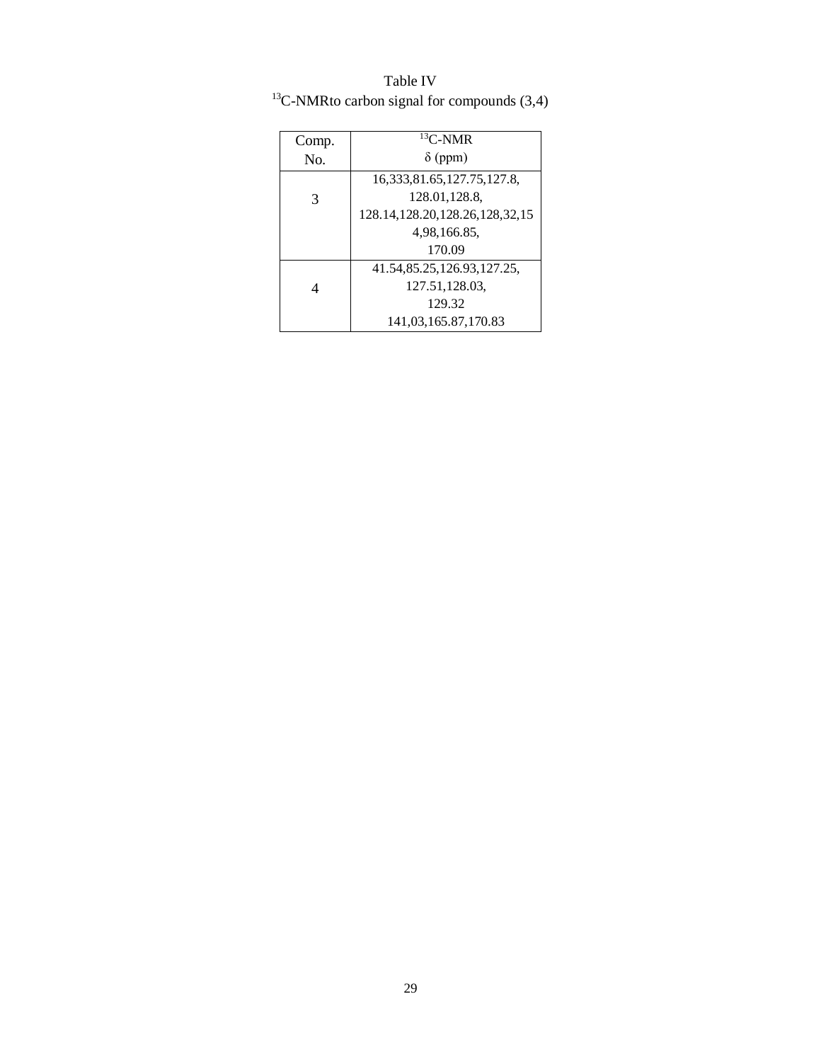Table IV

$^{13}$C-NMRto carbon signal for compounds (3,4)

| Comp. No. | $^{13}$C-NMR δ (ppm) |
|---|---|
| 3 | 16,333,81.65,127.75,127.8, 128.01,128.8, 128.14,128.20,128.26,128,32,154,98,166.85, 170.09 |
| 4 | 41.54,85.25,126.93,127.25, 127.51,128.03, 129.32 141,03,165.87,170.83 |